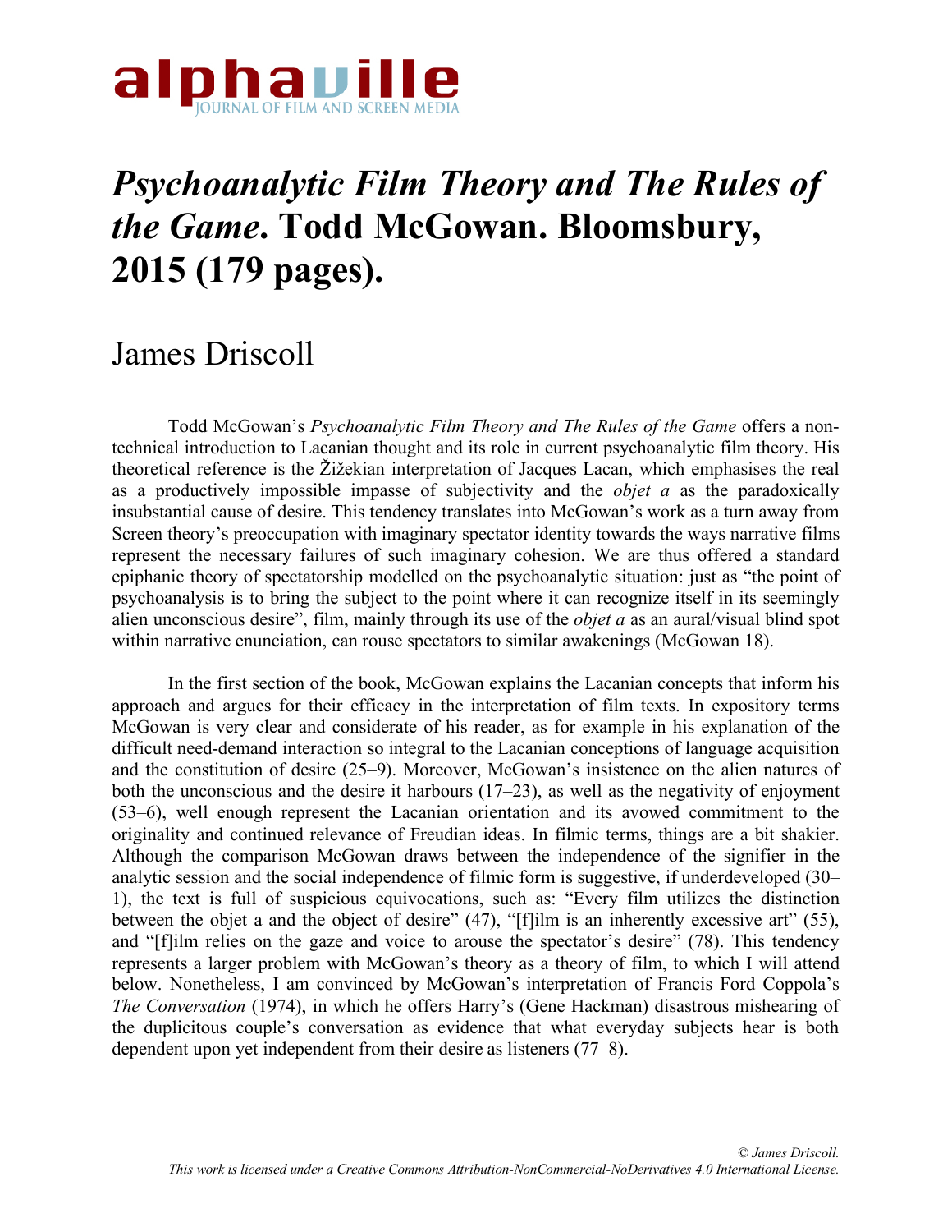# *Psychoanalytic Film Theory and The Rules of the Game*. Todd McGowan. Bloomsbury, 2015 (179 pages).

## James Driscoll

Todd McGowan's *Psychoanalytic Film Theory and The Rules of the Game* offers a non-technical introduction to Lacanian thought and its role in current psychoanalytic film theory. His theoretical reference is the Žižekian interpretation of Jacques Lacan, which emphasises the real as a productively impossible impasse of subjectivity and the *objet a* as the paradoxically insubstantial cause of desire. This tendency translates into McGowan's work as a turn away from Screen theory's preoccupation with imaginary spectator identity towards the ways narrative films represent the necessary failures of such imaginary cohesion. We are thus offered a standard epiphanic theory of spectatorship modelled on the psychoanalytic situation: just as "the point of psychoanalysis is to bring the subject to the point where it can recognize itself in its seemingly alien unconscious desire", film, mainly through its use of the *objet a* as an aural/visual blind spot within narrative enunciation, can rouse spectators to similar awakenings (McGowan 18).

In the first section of the book, McGowan explains the Lacanian concepts that inform his approach and argues for their efficacy in the interpretation of film texts. In expository terms McGowan is very clear and considerate of his reader, as for example in his explanation of the difficult need-demand interaction so integral to the Lacanian conceptions of language acquisition and the constitution of desire (25–9). Moreover, McGowan's insistence on the alien natures of both the unconscious and the desire it harbours (17–23), as well as the negativity of enjoyment (53–6), well enough represent the Lacanian orientation and its avowed commitment to the originality and continued relevance of Freudian ideas. In filmic terms, things are a bit shakier. Although the comparison McGowan draws between the independence of the signifier in the analytic session and the social independence of filmic form is suggestive, if underdeveloped (30–1), the text is full of suspicious equivocations, such as: "Every film utilizes the distinction between the objet a and the object of desire" (47), "[f]ilm is an inherently excessive art" (55), and "[f]ilm relies on the gaze and voice to arouse the spectator's desire" (78). This tendency represents a larger problem with McGowan's theory as a theory of film, to which I will attend below. Nonetheless, I am convinced by McGowan's interpretation of Francis Ford Coppola's *The Conversation* (1974), in which he offers Harry's (Gene Hackman) disastrous mishearing of the duplicitous couple's conversation as evidence that what everyday subjects hear is both dependent upon yet independent from their desire as listeners (77–8).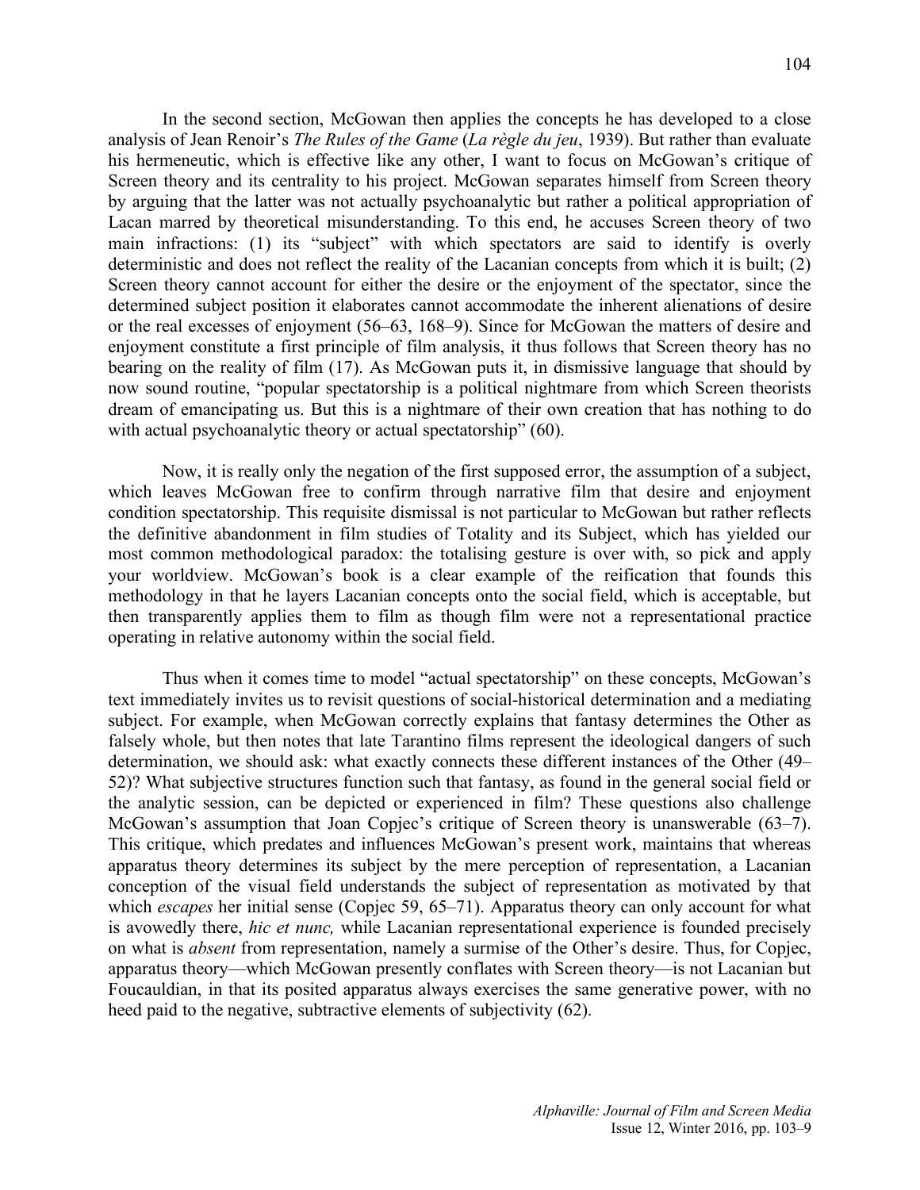In the second section, McGowan then applies the concepts he has developed to a close analysis of Jean Renoir's *The Rules of the Game* (*La règle du jeu*, 1939). But rather than evaluate his hermeneutic, which is effective like any other, I want to focus on McGowan's critique of Screen theory and its centrality to his project. McGowan separates himself from Screen theory by arguing that the latter was not actually psychoanalytic but rather a political appropriation of Lacan marred by theoretical misunderstanding. To this end, he accuses Screen theory of two main infractions: (1) its "subject" with which spectators are said to identify is overly deterministic and does not reflect the reality of the Lacanian concepts from which it is built; (2) Screen theory cannot account for either the desire or the enjoyment of the spectator, since the determined subject position it elaborates cannot accommodate the inherent alienations of desire or the real excesses of enjoyment (56–63, 168–9). Since for McGowan the matters of desire and enjoyment constitute a first principle of film analysis, it thus follows that Screen theory has no bearing on the reality of film (17). As McGowan puts it, in dismissive language that should by now sound routine, "popular spectatorship is a political nightmare from which Screen theorists dream of emancipating us. But this is a nightmare of their own creation that has nothing to do with actual psychoanalytic theory or actual spectatorship" (60).

Now, it is really only the negation of the first supposed error, the assumption of a subject, which leaves McGowan free to confirm through narrative film that desire and enjoyment condition spectatorship. This requisite dismissal is not particular to McGowan but rather reflects the definitive abandonment in film studies of Totality and its Subject, which has yielded our most common methodological paradox: the totalising gesture is over with, so pick and apply your worldview. McGowan's book is a clear example of the reification that founds this methodology in that he layers Lacanian concepts onto the social field, which is acceptable, but then transparently applies them to film as though film were not a representational practice operating in relative autonomy within the social field.

Thus when it comes time to model "actual spectatorship" on these concepts, McGowan's text immediately invites us to revisit questions of social-historical determination and a mediating subject. For example, when McGowan correctly explains that fantasy determines the Other as falsely whole, but then notes that late Tarantino films represent the ideological dangers of such determination, we should ask: what exactly connects these different instances of the Other (49–52)? What subjective structures function such that fantasy, as found in the general social field or the analytic session, can be depicted or experienced in film? These questions also challenge McGowan's assumption that Joan Copjec's critique of Screen theory is unanswerable (63–7). This critique, which predates and influences McGowan's present work, maintains that whereas apparatus theory determines its subject by the mere perception of representation, a Lacanian conception of the visual field understands the subject of representation as motivated by that which *escapes* her initial sense (Copjec 59, 65–71). Apparatus theory can only account for what is avowedly there, *hic et nunc,* while Lacanian representational experience is founded precisely on what is *absent* from representation, namely a surmise of the Other's desire. Thus, for Copjec, apparatus theory—which McGowan presently conflates with Screen theory—is not Lacanian but Foucauldian, in that its posited apparatus always exercises the same generative power, with no heed paid to the negative, subtractive elements of subjectivity (62).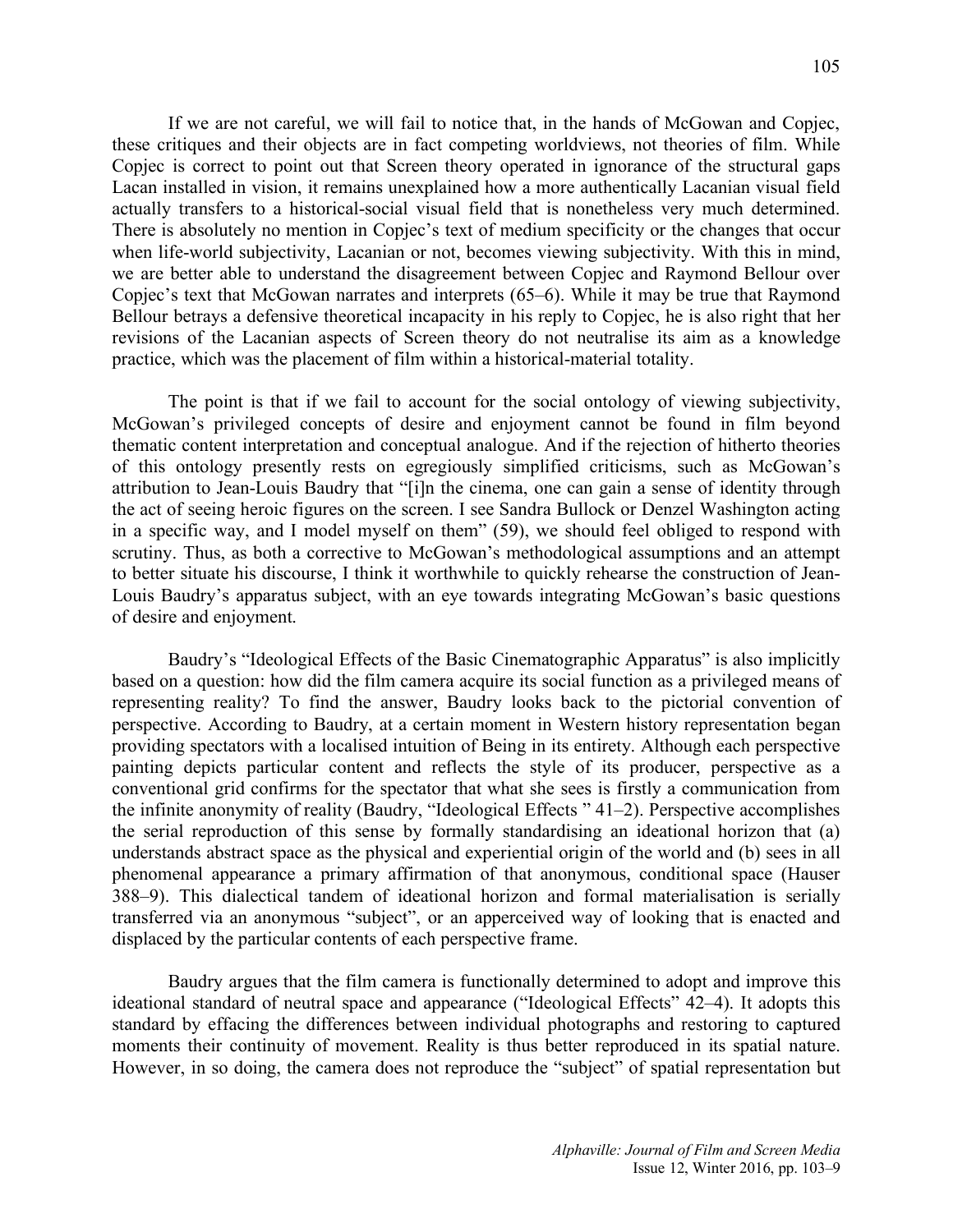If we are not careful, we will fail to notice that, in the hands of McGowan and Copjec, these critiques and their objects are in fact competing worldviews, not theories of film. While Copjec is correct to point out that Screen theory operated in ignorance of the structural gaps Lacan installed in vision, it remains unexplained how a more authentically Lacanian visual field actually transfers to a historical-social visual field that is nonetheless very much determined. There is absolutely no mention in Copjec's text of medium specificity or the changes that occur when life-world subjectivity, Lacanian or not, becomes viewing subjectivity. With this in mind, we are better able to understand the disagreement between Copjec and Raymond Bellour over Copjec's text that McGowan narrates and interprets (65–6). While it may be true that Raymond Bellour betrays a defensive theoretical incapacity in his reply to Copjec, he is also right that her revisions of the Lacanian aspects of Screen theory do not neutralise its aim as a knowledge practice, which was the placement of film within a historical-material totality.

The point is that if we fail to account for the social ontology of viewing subjectivity, McGowan's privileged concepts of desire and enjoyment cannot be found in film beyond thematic content interpretation and conceptual analogue. And if the rejection of hitherto theories of this ontology presently rests on egregiously simplified criticisms, such as McGowan's attribution to Jean-Louis Baudry that "[i]n the cinema, one can gain a sense of identity through the act of seeing heroic figures on the screen. I see Sandra Bullock or Denzel Washington acting in a specific way, and I model myself on them" (59), we should feel obliged to respond with scrutiny. Thus, as both a corrective to McGowan's methodological assumptions and an attempt to better situate his discourse, I think it worthwhile to quickly rehearse the construction of Jean-Louis Baudry's apparatus subject, with an eye towards integrating McGowan's basic questions of desire and enjoyment.

Baudry's "Ideological Effects of the Basic Cinematographic Apparatus" is also implicitly based on a question: how did the film camera acquire its social function as a privileged means of representing reality? To find the answer, Baudry looks back to the pictorial convention of perspective. According to Baudry, at a certain moment in Western history representation began providing spectators with a localised intuition of Being in its entirety. Although each perspective painting depicts particular content and reflects the style of its producer, perspective as a conventional grid confirms for the spectator that what she sees is firstly a communication from the infinite anonymity of reality (Baudry, "Ideological Effects " 41–2). Perspective accomplishes the serial reproduction of this sense by formally standardising an ideational horizon that (a) understands abstract space as the physical and experiential origin of the world and (b) sees in all phenomenal appearance a primary affirmation of that anonymous, conditional space (Hauser 388–9). This dialectical tandem of ideational horizon and formal materialisation is serially transferred via an anonymous "subject", or an apperceived way of looking that is enacted and displaced by the particular contents of each perspective frame.

Baudry argues that the film camera is functionally determined to adopt and improve this ideational standard of neutral space and appearance ("Ideological Effects" 42–4). It adopts this standard by effacing the differences between individual photographs and restoring to captured moments their continuity of movement. Reality is thus better reproduced in its spatial nature. However, in so doing, the camera does not reproduce the "subject" of spatial representation but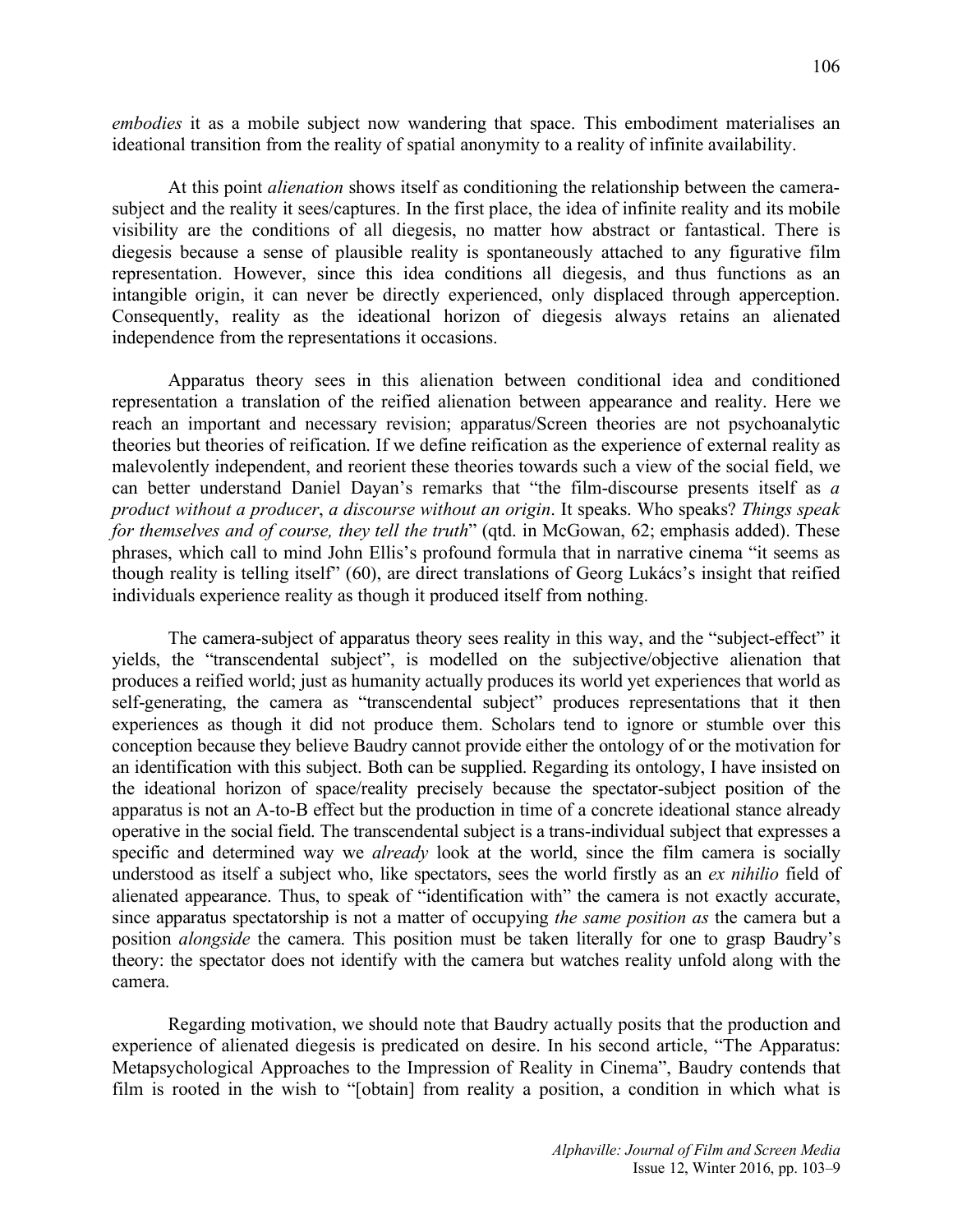*embodies* it as a mobile subject now wandering that space. This embodiment materialises an ideational transition from the reality of spatial anonymity to a reality of infinite availability.

At this point *alienation* shows itself as conditioning the relationship between the camera-subject and the reality it sees/captures. In the first place, the idea of infinite reality and its mobile visibility are the conditions of all diegesis, no matter how abstract or fantastical. There is diegesis because a sense of plausible reality is spontaneously attached to any figurative film representation. However, since this idea conditions all diegesis, and thus functions as an intangible origin, it can never be directly experienced, only displaced through apperception. Consequently, reality as the ideational horizon of diegesis always retains an alienated independence from the representations it occasions.

Apparatus theory sees in this alienation between conditional idea and conditioned representation a translation of the reified alienation between appearance and reality. Here we reach an important and necessary revision; apparatus/Screen theories are not psychoanalytic theories but theories of reification. If we define reification as the experience of external reality as malevolently independent, and reorient these theories towards such a view of the social field, we can better understand Daniel Dayan's remarks that "the film-discourse presents itself as *a product without a producer*, *a discourse without an origin*. It speaks. Who speaks? *Things speak for themselves and of course, they tell the truth*" (qtd. in McGowan, 62; emphasis added). These phrases, which call to mind John Ellis's profound formula that in narrative cinema "it seems as though reality is telling itself" (60), are direct translations of Georg Lukács's insight that reified individuals experience reality as though it produced itself from nothing.

The camera-subject of apparatus theory sees reality in this way, and the "subject-effect" it yields, the "transcendental subject", is modelled on the subjective/objective alienation that produces a reified world; just as humanity actually produces its world yet experiences that world as self-generating, the camera as "transcendental subject" produces representations that it then experiences as though it did not produce them. Scholars tend to ignore or stumble over this conception because they believe Baudry cannot provide either the ontology of or the motivation for an identification with this subject. Both can be supplied. Regarding its ontology, I have insisted on the ideational horizon of space/reality precisely because the spectator-subject position of the apparatus is not an A-to-B effect but the production in time of a concrete ideational stance already operative in the social field. The transcendental subject is a trans-individual subject that expresses a specific and determined way we *already* look at the world, since the film camera is socially understood as itself a subject who, like spectators, sees the world firstly as an *ex nihilio* field of alienated appearance. Thus, to speak of "identification with" the camera is not exactly accurate, since apparatus spectatorship is not a matter of occupying *the same position as* the camera but a position *alongside* the camera. This position must be taken literally for one to grasp Baudry's theory: the spectator does not identify with the camera but watches reality unfold along with the camera.

Regarding motivation, we should note that Baudry actually posits that the production and experience of alienated diegesis is predicated on desire. In his second article, "The Apparatus: Metapsychological Approaches to the Impression of Reality in Cinema", Baudry contends that film is rooted in the wish to "[obtain] from reality a position, a condition in which what is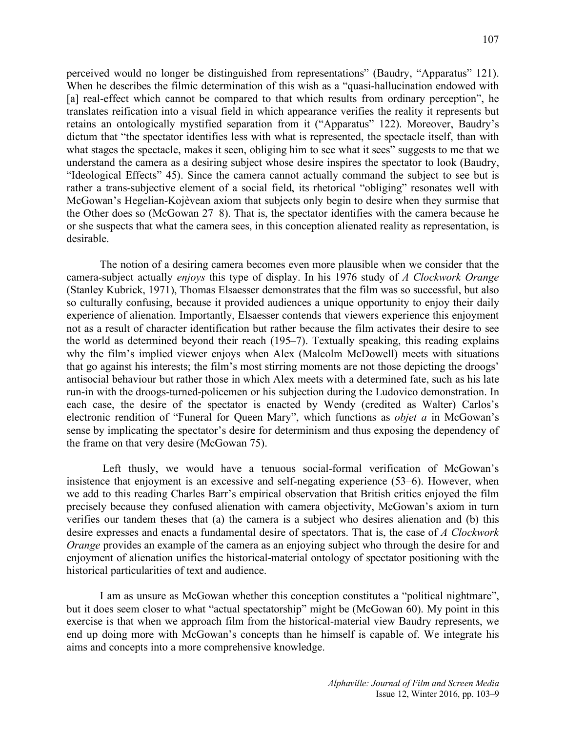perceived would no longer be distinguished from representations" (Baudry, "Apparatus" 121). When he describes the filmic determination of this wish as a "quasi-hallucination endowed with [a] real-effect which cannot be compared to that which results from ordinary perception", he translates reification into a visual field in which appearance verifies the reality it represents but retains an ontologically mystified separation from it ("Apparatus" 122). Moreover, Baudry's dictum that "the spectator identifies less with what is represented, the spectacle itself, than with what stages the spectacle, makes it seen, obliging him to see what it sees" suggests to me that we understand the camera as a desiring subject whose desire inspires the spectator to look (Baudry, "Ideological Effects" 45). Since the camera cannot actually command the subject to see but is rather a trans-subjective element of a social field, its rhetorical "obliging" resonates well with McGowan's Hegelian-Kojèvean axiom that subjects only begin to desire when they surmise that the Other does so (McGowan 27–8). That is, the spectator identifies with the camera because he or she suspects that what the camera sees, in this conception alienated reality as representation, is desirable.

The notion of a desiring camera becomes even more plausible when we consider that the camera-subject actually *enjoys* this type of display. In his 1976 study of *A Clockwork Orange* (Stanley Kubrick, 1971), Thomas Elsaesser demonstrates that the film was so successful, but also so culturally confusing, because it provided audiences a unique opportunity to enjoy their daily experience of alienation. Importantly, Elsaesser contends that viewers experience this enjoyment not as a result of character identification but rather because the film activates their desire to see the world as determined beyond their reach (195–7). Textually speaking, this reading explains why the film's implied viewer enjoys when Alex (Malcolm McDowell) meets with situations that go against his interests; the film's most stirring moments are not those depicting the droogs' antisocial behaviour but rather those in which Alex meets with a determined fate, such as his late run-in with the droogs-turned-policemen or his subjection during the Ludovico demonstration. In each case, the desire of the spectator is enacted by Wendy (credited as Walter) Carlos's electronic rendition of "Funeral for Queen Mary", which functions as *objet a* in McGowan's sense by implicating the spectator's desire for determinism and thus exposing the dependency of the frame on that very desire (McGowan 75).

Left thusly, we would have a tenuous social-formal verification of McGowan's insistence that enjoyment is an excessive and self-negating experience (53–6). However, when we add to this reading Charles Barr's empirical observation that British critics enjoyed the film precisely because they confused alienation with camera objectivity, McGowan's axiom in turn verifies our tandem theses that (a) the camera is a subject who desires alienation and (b) this desire expresses and enacts a fundamental desire of spectators. That is, the case of *A Clockwork Orange* provides an example of the camera as an enjoying subject who through the desire for and enjoyment of alienation unifies the historical-material ontology of spectator positioning with the historical particularities of text and audience.

I am as unsure as McGowan whether this conception constitutes a "political nightmare", but it does seem closer to what "actual spectatorship" might be (McGowan 60). My point in this exercise is that when we approach film from the historical-material view Baudry represents, we end up doing more with McGowan's concepts than he himself is capable of. We integrate his aims and concepts into a more comprehensive knowledge.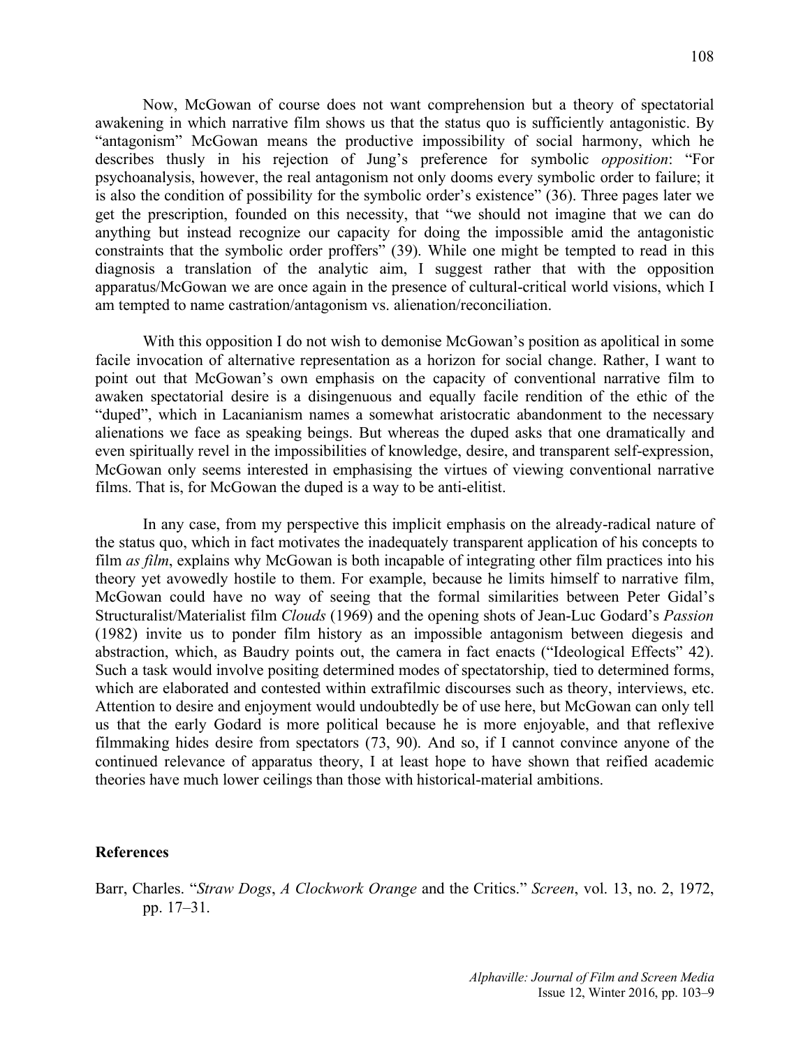Now, McGowan of course does not want comprehension but a theory of spectatorial awakening in which narrative film shows us that the status quo is sufficiently antagonistic. By "antagonism" McGowan means the productive impossibility of social harmony, which he describes thusly in his rejection of Jung's preference for symbolic *opposition*: "For psychoanalysis, however, the real antagonism not only dooms every symbolic order to failure; it is also the condition of possibility for the symbolic order's existence" (36). Three pages later we get the prescription, founded on this necessity, that "we should not imagine that we can do anything but instead recognize our capacity for doing the impossible amid the antagonistic constraints that the symbolic order proffers" (39). While one might be tempted to read in this diagnosis a translation of the analytic aim, I suggest rather that with the opposition apparatus/McGowan we are once again in the presence of cultural-critical world visions, which I am tempted to name castration/antagonism vs. alienation/reconciliation.

With this opposition I do not wish to demonise McGowan's position as apolitical in some facile invocation of alternative representation as a horizon for social change. Rather, I want to point out that McGowan's own emphasis on the capacity of conventional narrative film to awaken spectatorial desire is a disingenuous and equally facile rendition of the ethic of the "duped", which in Lacanianism names a somewhat aristocratic abandonment to the necessary alienations we face as speaking beings. But whereas the duped asks that one dramatically and even spiritually revel in the impossibilities of knowledge, desire, and transparent self-expression, McGowan only seems interested in emphasising the virtues of viewing conventional narrative films. That is, for McGowan the duped is a way to be anti-elitist.

In any case, from my perspective this implicit emphasis on the already-radical nature of the status quo, which in fact motivates the inadequately transparent application of his concepts to film *as film*, explains why McGowan is both incapable of integrating other film practices into his theory yet avowedly hostile to them. For example, because he limits himself to narrative film, McGowan could have no way of seeing that the formal similarities between Peter Gidal's Structuralist/Materialist film *Clouds* (1969) and the opening shots of Jean-Luc Godard's *Passion* (1982) invite us to ponder film history as an impossible antagonism between diegesis and abstraction, which, as Baudry points out, the camera in fact enacts ("Ideological Effects" 42). Such a task would involve positing determined modes of spectatorship, tied to determined forms, which are elaborated and contested within extrafilmic discourses such as theory, interviews, etc. Attention to desire and enjoyment would undoubtedly be of use here, but McGowan can only tell us that the early Godard is more political because he is more enjoyable, and that reflexive filmmaking hides desire from spectators (73, 90). And so, if I cannot convince anyone of the continued relevance of apparatus theory, I at least hope to have shown that reified academic theories have much lower ceilings than those with historical-material ambitions.

## References

Barr, Charles. "*Straw Dogs*, *A Clockwork Orange* and the Critics." *Screen*, vol. 13, no. 2, 1972, pp. 17–31.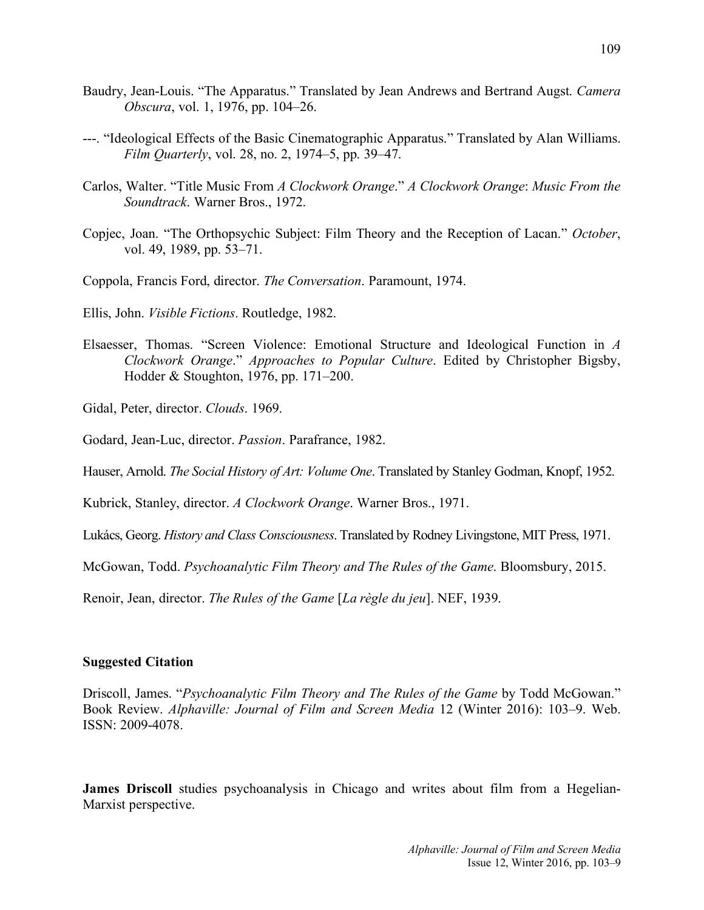Baudry, Jean-Louis. "The Apparatus." Translated by Jean Andrews and Bertrand Augst. *Camera Obscura*, vol. 1, 1976, pp. 104–26.

---. "Ideological Effects of the Basic Cinematographic Apparatus." Translated by Alan Williams. *Film Quarterly*, vol. 28, no. 2, 1974–5, pp. 39–47.

Carlos, Walter. "Title Music From *A Clockwork Orange*." *A Clockwork Orange*: *Music From the Soundtrack*. Warner Bros., 1972.

Copjec, Joan. "The Orthopsychic Subject: Film Theory and the Reception of Lacan." *October*, vol. 49, 1989, pp. 53–71.

Coppola, Francis Ford, director. *The Conversation*. Paramount, 1974.

Ellis, John. *Visible Fictions*. Routledge, 1982.

Elsaesser, Thomas. "Screen Violence: Emotional Structure and Ideological Function in *A Clockwork Orange*." *Approaches to Popular Culture*. Edited by Christopher Bigsby, Hodder & Stoughton, 1976, pp. 171–200.

Gidal, Peter, director. *Clouds*. 1969.

Godard, Jean-Luc, director. *Passion*. Parafrance, 1982.

Hauser, Arnold. *The Social History of Art: Volume One*. Translated by Stanley Godman, Knopf, 1952.

Kubrick, Stanley, director. *A Clockwork Orange*. Warner Bros., 1971.

Lukács, Georg. *History and Class Consciousness*. Translated by Rodney Livingstone, MIT Press, 1971.

McGowan, Todd. *Psychoanalytic Film Theory and The Rules of the Game*. Bloomsbury, 2015.

Renoir, Jean, director. *The Rules of the Game* [*La règle du jeu*]. NEF, 1939.

**Suggested Citation**

Driscoll, James. "*Psychoanalytic Film Theory and The Rules of the Game* by Todd McGowan." Book Review. *Alphaville: Journal of Film and Screen Media* 12 (Winter 2016): 103–9. Web. ISSN: 2009-4078.

**James Driscoll** studies psychoanalysis in Chicago and writes about film from a Hegelian-Marxist perspective.